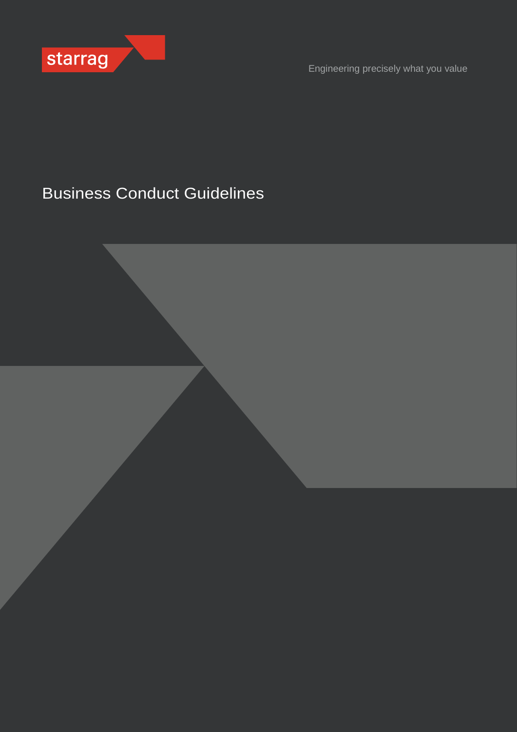starrag

Engineering precisely what you value

# Business Conduct Guidelines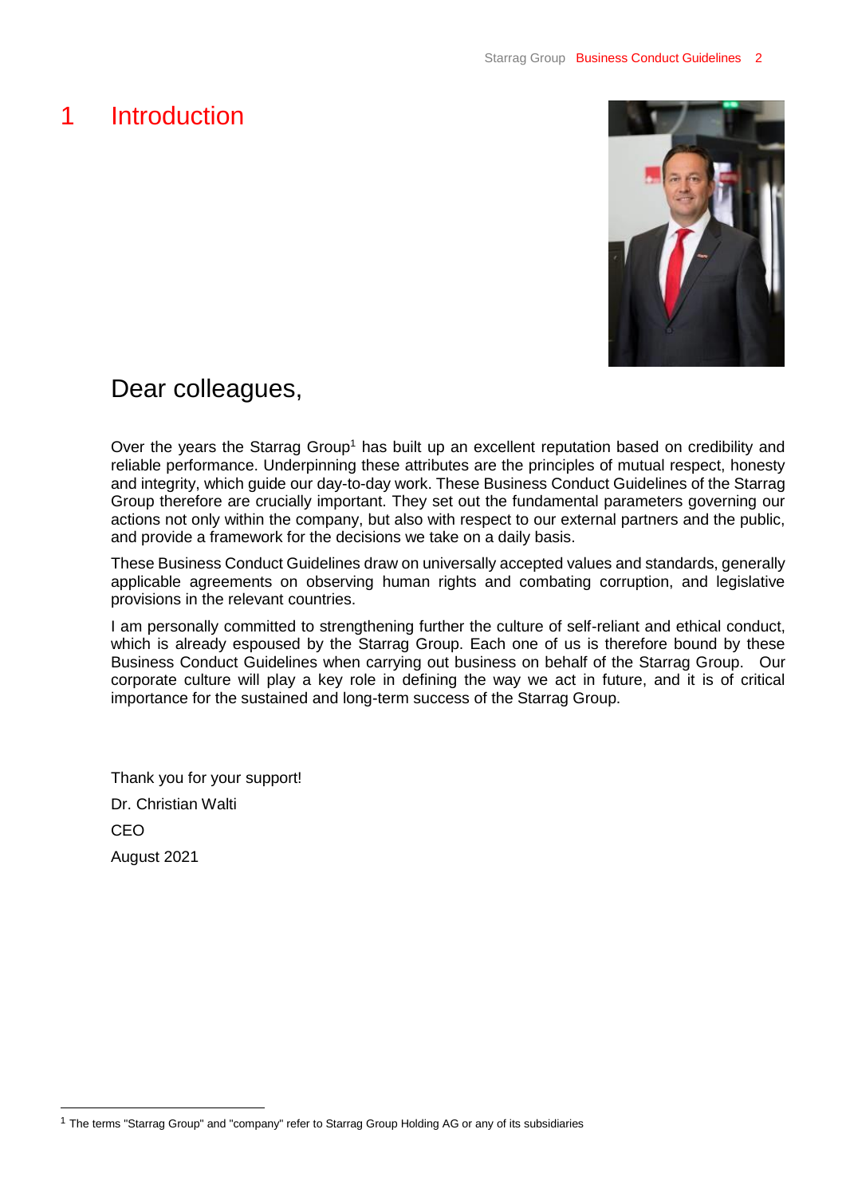# 1 Introduction

## Dear colleagues,

Over the years the Starrag Group[1] has built up an excellent reputation based on credibility and reliable performance. Underpinning these attributes are the principles of mutual respect, honesty and integrity, which guide our day-to-day work. These Business Conduct Guidelines of the Starrag Group therefore are crucially important. They set out the fundamental parameters governing our actions not only within the company, but also with respect to our external partners and the public, and provide a framework for the decisions we take on a daily basis.

These Business Conduct Guidelines draw on universally accepted values and standards, generally applicable agreements on observing human rights and combating corruption, and legislative provisions in the relevant countries.

I am personally committed to strengthening further the culture of self-reliant and ethical conduct, which is already espoused by the Starrag Group. Each one of us is therefore bound by these Business Conduct Guidelines when carrying out business on behalf of the Starrag Group. Our corporate culture will play a key role in defining the way we act in future, and it is of critical importance for the sustained and long-term success of the Starrag Group.

Thank you for your support!

Dr. Christian Walti

CEO

August 2021

---

[1] The terms "Starrag Group" and "company" refer to Starrag Group Holding AG or any of its subsidiaries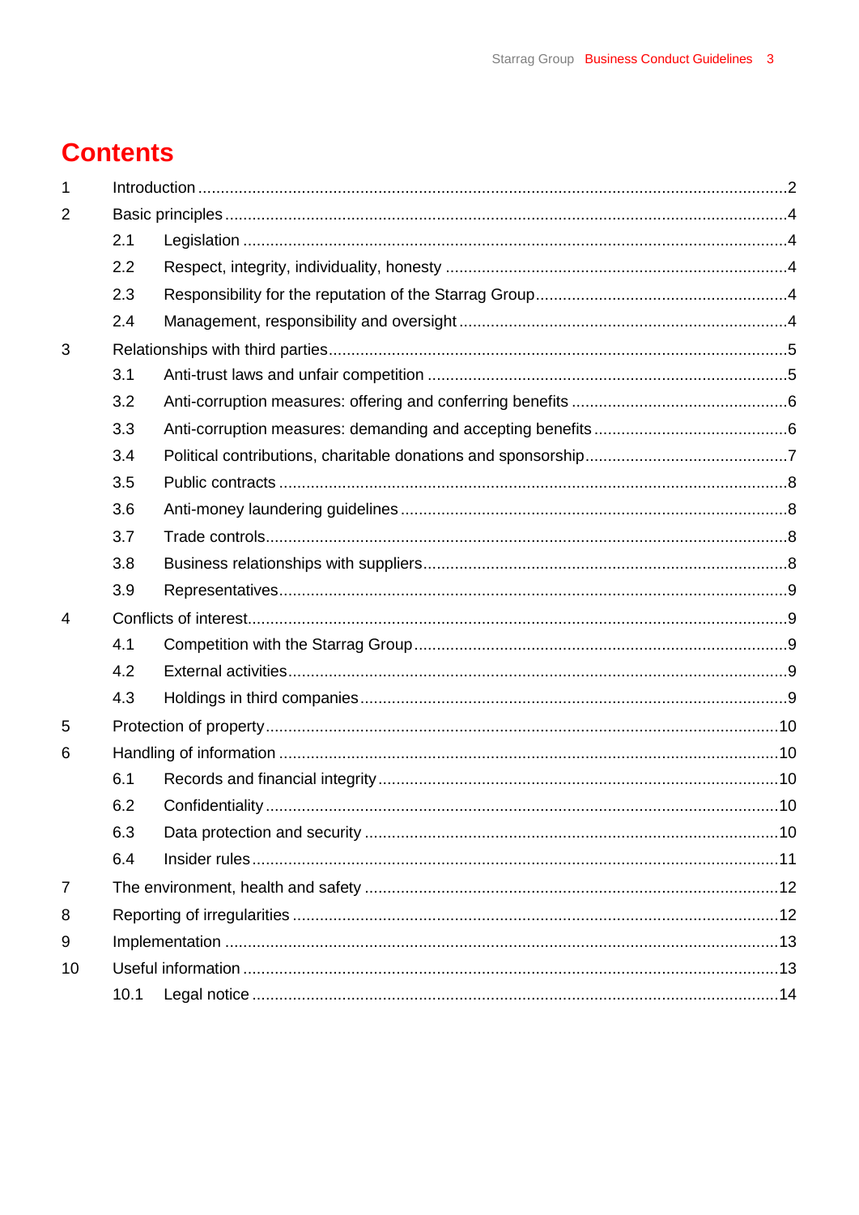# Contents

1 Introduction ........................................................................................................................2

2 Basic principles ..................................................................................................................4

- 2.1 Legislation ....................................................................................................................4
- 2.2 Respect, integrity, individuality, honesty ........................................................................4
- 2.3 Responsibility for the reputation of the Starrag Group ....................................................4
- 2.4 Management, responsibility and oversight .....................................................................4

3 Relationships with third parties ...........................................................................................5

- 3.1 Anti-trust laws and unfair competition ............................................................................5
- 3.2 Anti-corruption measures: offering and conferring benefits .............................................6
- 3.3 Anti-corruption measures: demanding and accepting benefits .........................................6
- 3.4 Political contributions, charitable donations and sponsorship...........................................7
- 3.5 Public contracts ............................................................................................................8
- 3.6 Anti-money laundering guidelines ..................................................................................8
- 3.7 Trade controls...............................................................................................................8
- 3.8 Business relationships with suppliers..............................................................................8
- 3.9 Representatives.............................................................................................................9

4 Conflicts of interest..............................................................................................................9

- 4.1 Competition with the Starrag Group ...............................................................................9
- 4.2 External activities..........................................................................................................9
- 4.3 Holdings in third companies...........................................................................................9

5 Protection of property.........................................................................................................10

6 Handling of information .....................................................................................................10

- 6.1 Records and financial integrity......................................................................................10
- 6.2 Confidentiality.............................................................................................................10
- 6.3 Data protection and security ........................................................................................10
- 6.4 Insider rules................................................................................................................11

7 The environment, health and safety ...................................................................................12

8 Reporting of irregularities ..................................................................................................12

9 Implementation .................................................................................................................13

10 Useful information .............................................................................................................13

- 10.1 Legal notice ..............................................................................................................14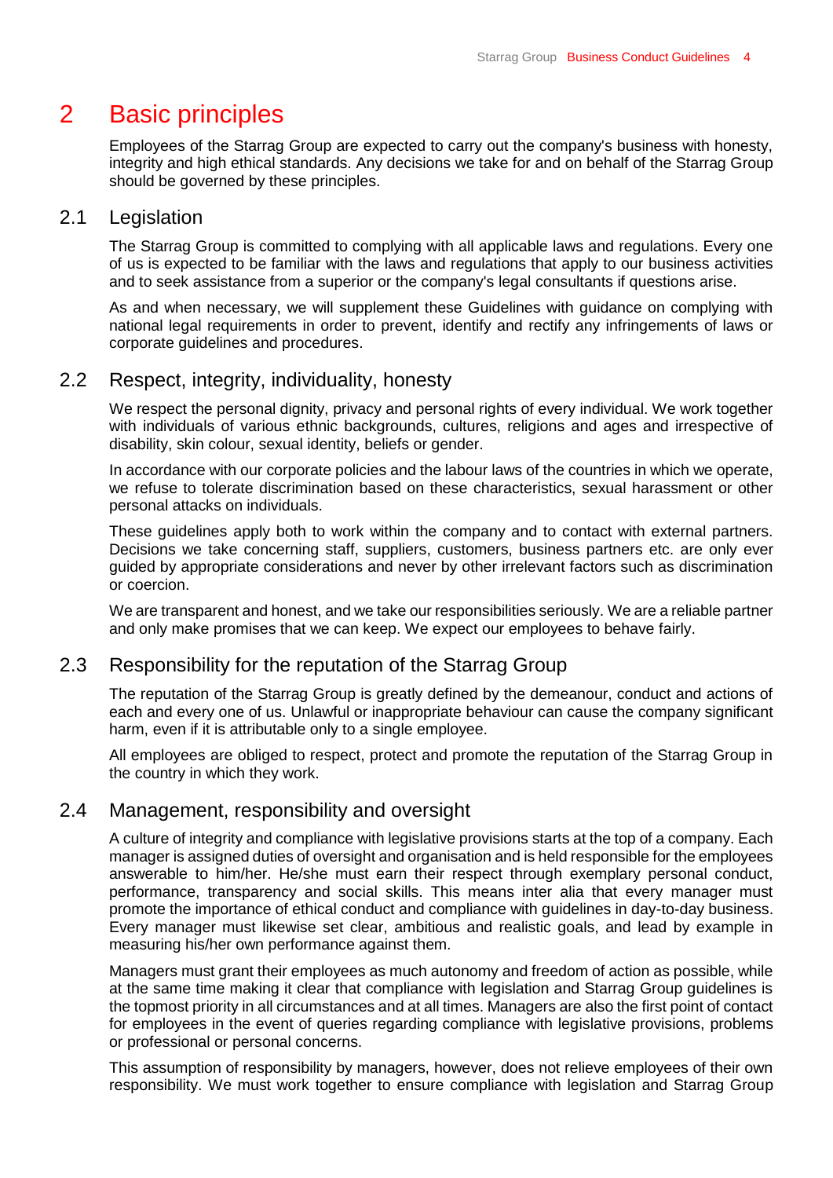# 2 Basic principles

Employees of the Starrag Group are expected to carry out the company's business with honesty, integrity and high ethical standards. Any decisions we take for and on behalf of the Starrag Group should be governed by these principles.

## 2.1 Legislation

The Starrag Group is committed to complying with all applicable laws and regulations. Every one of us is expected to be familiar with the laws and regulations that apply to our business activities and to seek assistance from a superior or the company's legal consultants if questions arise.

As and when necessary, we will supplement these Guidelines with guidance on complying with national legal requirements in order to prevent, identify and rectify any infringements of laws or corporate guidelines and procedures.

## 2.2 Respect, integrity, individuality, honesty

We respect the personal dignity, privacy and personal rights of every individual. We work together with individuals of various ethnic backgrounds, cultures, religions and ages and irrespective of disability, skin colour, sexual identity, beliefs or gender.

In accordance with our corporate policies and the labour laws of the countries in which we operate, we refuse to tolerate discrimination based on these characteristics, sexual harassment or other personal attacks on individuals.

These guidelines apply both to work within the company and to contact with external partners. Decisions we take concerning staff, suppliers, customers, business partners etc. are only ever guided by appropriate considerations and never by other irrelevant factors such as discrimination or coercion.

We are transparent and honest, and we take our responsibilities seriously. We are a reliable partner and only make promises that we can keep. We expect our employees to behave fairly.

## 2.3 Responsibility for the reputation of the Starrag Group

The reputation of the Starrag Group is greatly defined by the demeanour, conduct and actions of each and every one of us. Unlawful or inappropriate behaviour can cause the company significant harm, even if it is attributable only to a single employee.

All employees are obliged to respect, protect and promote the reputation of the Starrag Group in the country in which they work.

## 2.4 Management, responsibility and oversight

A culture of integrity and compliance with legislative provisions starts at the top of a company. Each manager is assigned duties of oversight and organisation and is held responsible for the employees answerable to him/her. He/she must earn their respect through exemplary personal conduct, performance, transparency and social skills. This means inter alia that every manager must promote the importance of ethical conduct and compliance with guidelines in day-to-day business. Every manager must likewise set clear, ambitious and realistic goals, and lead by example in measuring his/her own performance against them.

Managers must grant their employees as much autonomy and freedom of action as possible, while at the same time making it clear that compliance with legislation and Starrag Group guidelines is the topmost priority in all circumstances and at all times. Managers are also the first point of contact for employees in the event of queries regarding compliance with legislative provisions, problems or professional or personal concerns.

This assumption of responsibility by managers, however, does not relieve employees of their own responsibility. We must work together to ensure compliance with legislation and Starrag Group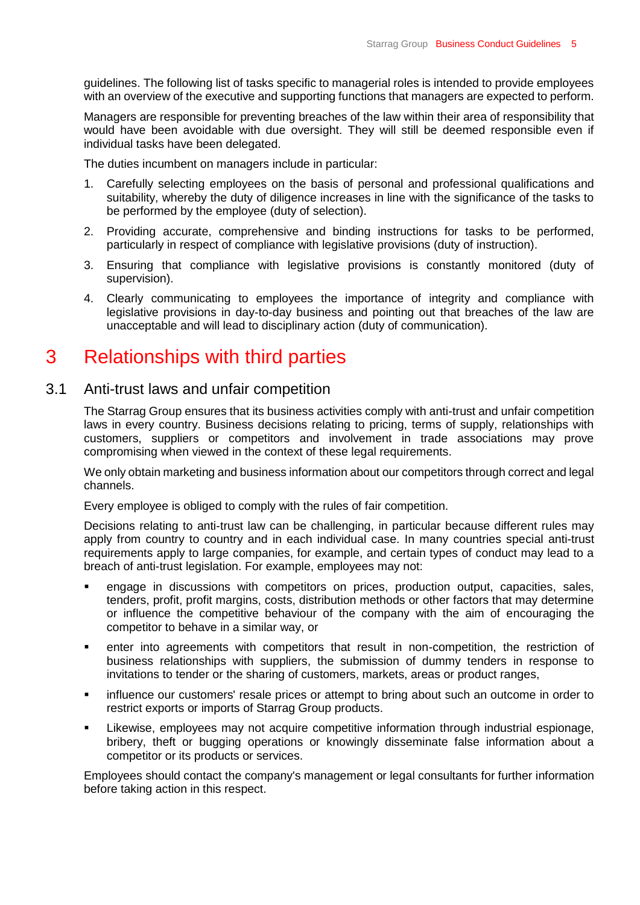guidelines. The following list of tasks specific to managerial roles is intended to provide employees with an overview of the executive and supporting functions that managers are expected to perform.

Managers are responsible for preventing breaches of the law within their area of responsibility that would have been avoidable with due oversight. They will still be deemed responsible even if individual tasks have been delegated.

The duties incumbent on managers include in particular:

1. Carefully selecting employees on the basis of personal and professional qualifications and suitability, whereby the duty of diligence increases in line with the significance of the tasks to be performed by the employee (duty of selection).
2. Providing accurate, comprehensive and binding instructions for tasks to be performed, particularly in respect of compliance with legislative provisions (duty of instruction).
3. Ensuring that compliance with legislative provisions is constantly monitored (duty of supervision).
4. Clearly communicating to employees the importance of integrity and compliance with legislative provisions in day-to-day business and pointing out that breaches of the law are unacceptable and will lead to disciplinary action (duty of communication).

# 3 Relationships with third parties

## 3.1 Anti-trust laws and unfair competition

The Starrag Group ensures that its business activities comply with anti-trust and unfair competition laws in every country. Business decisions relating to pricing, terms of supply, relationships with customers, suppliers or competitors and involvement in trade associations may prove compromising when viewed in the context of these legal requirements.

We only obtain marketing and business information about our competitors through correct and legal channels.

Every employee is obliged to comply with the rules of fair competition.

Decisions relating to anti-trust law can be challenging, in particular because different rules may apply from country to country and in each individual case. In many countries special anti-trust requirements apply to large companies, for example, and certain types of conduct may lead to a breach of anti-trust legislation. For example, employees may not:

- engage in discussions with competitors on prices, production output, capacities, sales, tenders, profit, profit margins, costs, distribution methods or other factors that may determine or influence the competitive behaviour of the company with the aim of encouraging the competitor to behave in a similar way, or
- enter into agreements with competitors that result in non-competition, the restriction of business relationships with suppliers, the submission of dummy tenders in response to invitations to tender or the sharing of customers, markets, areas or product ranges,
- influence our customers' resale prices or attempt to bring about such an outcome in order to restrict exports or imports of Starrag Group products.
- Likewise, employees may not acquire competitive information through industrial espionage, bribery, theft or bugging operations or knowingly disseminate false information about a competitor or its products or services.

Employees should contact the company's management or legal consultants for further information before taking action in this respect.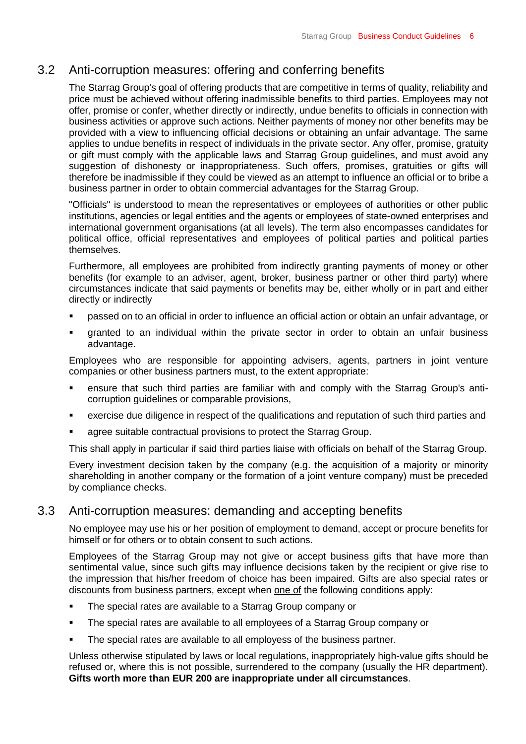## 3.2 Anti-corruption measures: offering and conferring benefits

The Starrag Group's goal of offering products that are competitive in terms of quality, reliability and price must be achieved without offering inadmissible benefits to third parties. Employees may not offer, promise or confer, whether directly or indirectly, undue benefits to officials in connection with business activities or approve such actions. Neither payments of money nor other benefits may be provided with a view to influencing official decisions or obtaining an unfair advantage. The same applies to undue benefits in respect of individuals in the private sector. Any offer, promise, gratuity or gift must comply with the applicable laws and Starrag Group guidelines, and must avoid any suggestion of dishonesty or inappropriateness. Such offers, promises, gratuities or gifts will therefore be inadmissible if they could be viewed as an attempt to influence an official or to bribe a business partner in order to obtain commercial advantages for the Starrag Group.

"Officials" is understood to mean the representatives or employees of authorities or other public institutions, agencies or legal entities and the agents or employees of state-owned enterprises and international government organisations (at all levels). The term also encompasses candidates for political office, official representatives and employees of political parties and political parties themselves.

Furthermore, all employees are prohibited from indirectly granting payments of money or other benefits (for example to an adviser, agent, broker, business partner or other third party) where circumstances indicate that said payments or benefits may be, either wholly or in part and either directly or indirectly

- passed on to an official in order to influence an official action or obtain an unfair advantage, or
- granted to an individual within the private sector in order to obtain an unfair business advantage.

Employees who are responsible for appointing advisers, agents, partners in joint venture companies or other business partners must, to the extent appropriate:

- ensure that such third parties are familiar with and comply with the Starrag Group's anti-corruption guidelines or comparable provisions,
- exercise due diligence in respect of the qualifications and reputation of such third parties and
- agree suitable contractual provisions to protect the Starrag Group.

This shall apply in particular if said third parties liaise with officials on behalf of the Starrag Group.

Every investment decision taken by the company (e.g. the acquisition of a majority or minority shareholding in another company or the formation of a joint venture company) must be preceded by compliance checks.

## 3.3 Anti-corruption measures: demanding and accepting benefits

No employee may use his or her position of employment to demand, accept or procure benefits for himself or for others or to obtain consent to such actions.

Employees of the Starrag Group may not give or accept business gifts that have more than sentimental value, since such gifts may influence decisions taken by the recipient or give rise to the impression that his/her freedom of choice has been impaired. Gifts are also special rates or discounts from business partners, except when one of the following conditions apply:

- The special rates are available to a Starrag Group company or
- The special rates are available to all employees of a Starrag Group company or
- The special rates are available to all employess of the business partner.

Unless otherwise stipulated by laws or local regulations, inappropriately high-value gifts should be refused or, where this is not possible, surrendered to the company (usually the HR department). **Gifts worth more than EUR 200 are inappropriate under all circumstances**.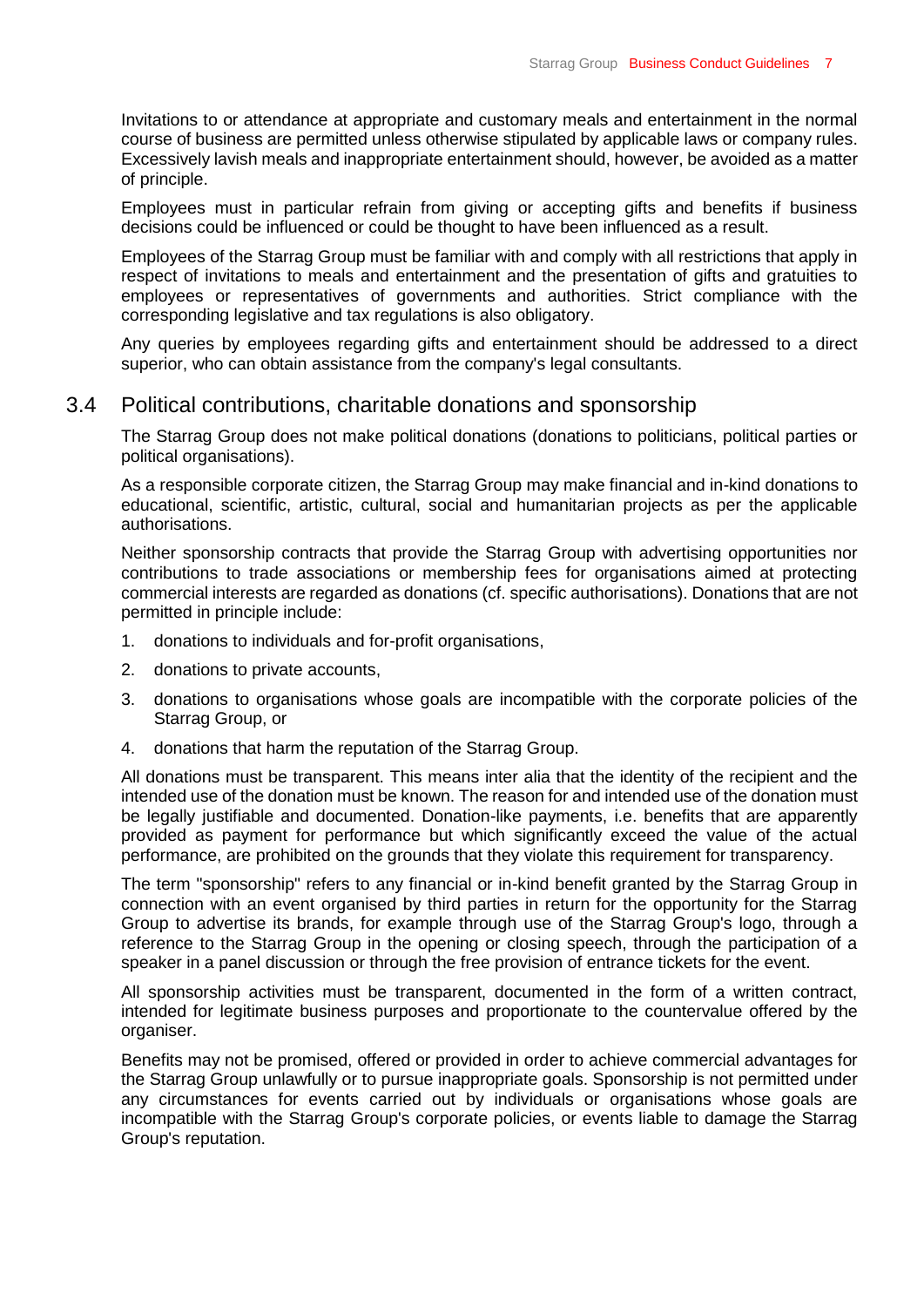Invitations to or attendance at appropriate and customary meals and entertainment in the normal course of business are permitted unless otherwise stipulated by applicable laws or company rules. Excessively lavish meals and inappropriate entertainment should, however, be avoided as a matter of principle.

Employees must in particular refrain from giving or accepting gifts and benefits if business decisions could be influenced or could be thought to have been influenced as a result.

Employees of the Starrag Group must be familiar with and comply with all restrictions that apply in respect of invitations to meals and entertainment and the presentation of gifts and gratuities to employees or representatives of governments and authorities. Strict compliance with the corresponding legislative and tax regulations is also obligatory.

Any queries by employees regarding gifts and entertainment should be addressed to a direct superior, who can obtain assistance from the company's legal consultants.

## 3.4 Political contributions, charitable donations and sponsorship

The Starrag Group does not make political donations (donations to politicians, political parties or political organisations).

As a responsible corporate citizen, the Starrag Group may make financial and in-kind donations to educational, scientific, artistic, cultural, social and humanitarian projects as per the applicable authorisations.

Neither sponsorship contracts that provide the Starrag Group with advertising opportunities nor contributions to trade associations or membership fees for organisations aimed at protecting commercial interests are regarded as donations (cf. specific authorisations). Donations that are not permitted in principle include:

1. donations to individuals and for-profit organisations,
2. donations to private accounts,
3. donations to organisations whose goals are incompatible with the corporate policies of the Starrag Group, or
4. donations that harm the reputation of the Starrag Group.

All donations must be transparent. This means inter alia that the identity of the recipient and the intended use of the donation must be known. The reason for and intended use of the donation must be legally justifiable and documented. Donation-like payments, i.e. benefits that are apparently provided as payment for performance but which significantly exceed the value of the actual performance, are prohibited on the grounds that they violate this requirement for transparency.

The term "sponsorship" refers to any financial or in-kind benefit granted by the Starrag Group in connection with an event organised by third parties in return for the opportunity for the Starrag Group to advertise its brands, for example through use of the Starrag Group's logo, through a reference to the Starrag Group in the opening or closing speech, through the participation of a speaker in a panel discussion or through the free provision of entrance tickets for the event.

All sponsorship activities must be transparent, documented in the form of a written contract, intended for legitimate business purposes and proportionate to the countervalue offered by the organiser.

Benefits may not be promised, offered or provided in order to achieve commercial advantages for the Starrag Group unlawfully or to pursue inappropriate goals. Sponsorship is not permitted under any circumstances for events carried out by individuals or organisations whose goals are incompatible with the Starrag Group's corporate policies, or events liable to damage the Starrag Group's reputation.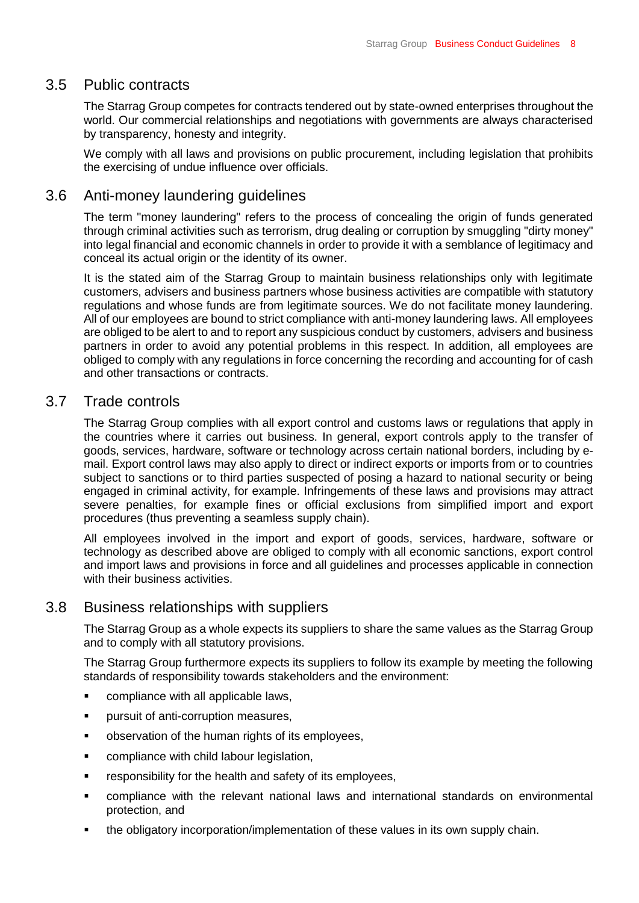## 3.5 Public contracts

The Starrag Group competes for contracts tendered out by state-owned enterprises throughout the world. Our commercial relationships and negotiations with governments are always characterised by transparency, honesty and integrity.

We comply with all laws and provisions on public procurement, including legislation that prohibits the exercising of undue influence over officials.

## 3.6 Anti-money laundering guidelines

The term "money laundering" refers to the process of concealing the origin of funds generated through criminal activities such as terrorism, drug dealing or corruption by smuggling "dirty money" into legal financial and economic channels in order to provide it with a semblance of legitimacy and conceal its actual origin or the identity of its owner.

It is the stated aim of the Starrag Group to maintain business relationships only with legitimate customers, advisers and business partners whose business activities are compatible with statutory regulations and whose funds are from legitimate sources. We do not facilitate money laundering. All of our employees are bound to strict compliance with anti-money laundering laws. All employees are obliged to be alert to and to report any suspicious conduct by customers, advisers and business partners in order to avoid any potential problems in this respect. In addition, all employees are obliged to comply with any regulations in force concerning the recording and accounting for of cash and other transactions or contracts.

## 3.7 Trade controls

The Starrag Group complies with all export control and customs laws or regulations that apply in the countries where it carries out business. In general, export controls apply to the transfer of goods, services, hardware, software or technology across certain national borders, including by e-mail. Export control laws may also apply to direct or indirect exports or imports from or to countries subject to sanctions or to third parties suspected of posing a hazard to national security or being engaged in criminal activity, for example. Infringements of these laws and provisions may attract severe penalties, for example fines or official exclusions from simplified import and export procedures (thus preventing a seamless supply chain).

All employees involved in the import and export of goods, services, hardware, software or technology as described above are obliged to comply with all economic sanctions, export control and import laws and provisions in force and all guidelines and processes applicable in connection with their business activities.

## 3.8 Business relationships with suppliers

The Starrag Group as a whole expects its suppliers to share the same values as the Starrag Group and to comply with all statutory provisions.

The Starrag Group furthermore expects its suppliers to follow its example by meeting the following standards of responsibility towards stakeholders and the environment:

- compliance with all applicable laws,
- pursuit of anti-corruption measures,
- observation of the human rights of its employees,
- compliance with child labour legislation,
- responsibility for the health and safety of its employees,
- compliance with the relevant national laws and international standards on environmental protection, and
- the obligatory incorporation/implementation of these values in its own supply chain.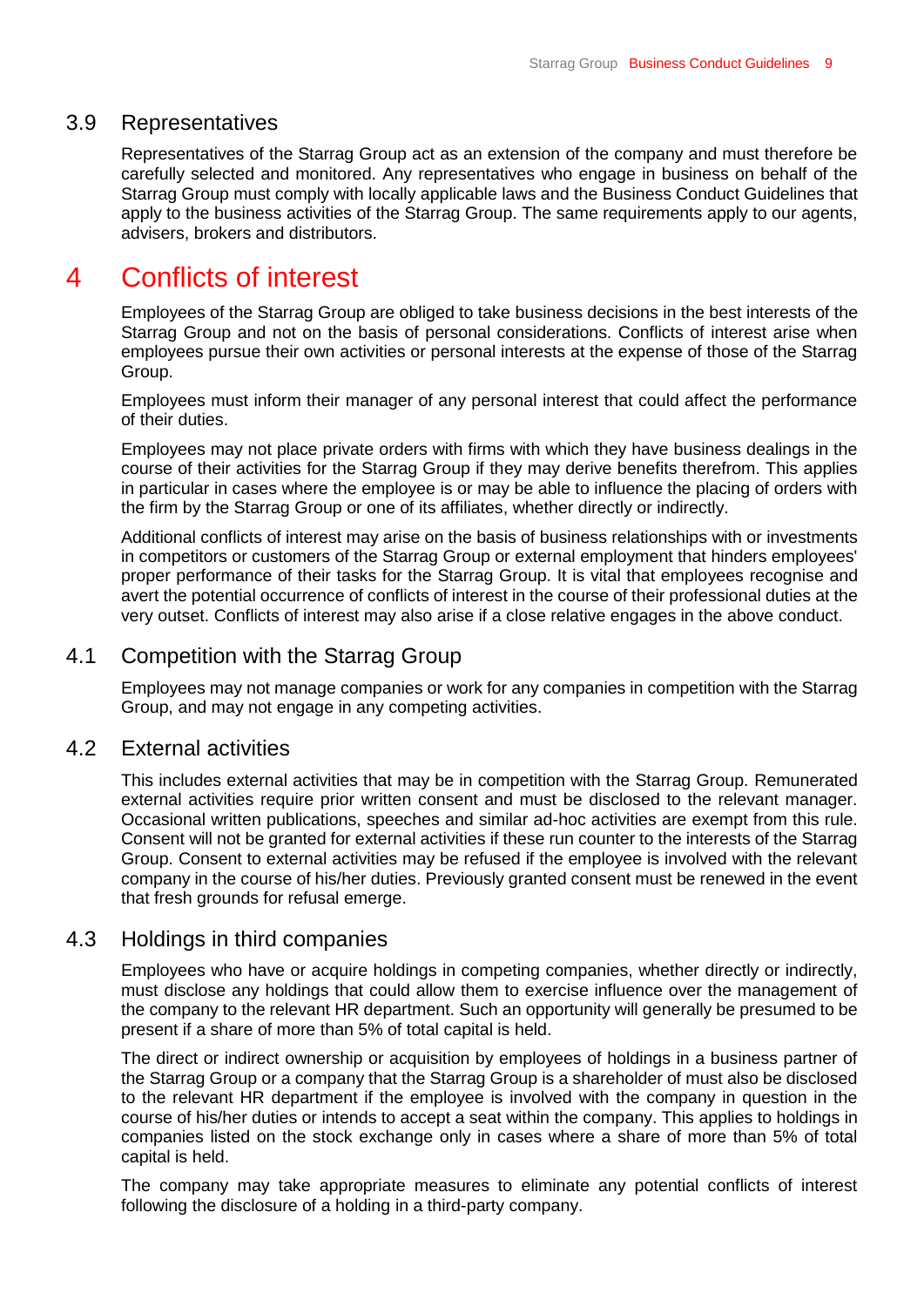### 3.9 Representatives

Representatives of the Starrag Group act as an extension of the company and must therefore be carefully selected and monitored. Any representatives who engage in business on behalf of the Starrag Group must comply with locally applicable laws and the Business Conduct Guidelines that apply to the business activities of the Starrag Group. The same requirements apply to our agents, advisers, brokers and distributors.

## 4 Conflicts of interest

Employees of the Starrag Group are obliged to take business decisions in the best interests of the Starrag Group and not on the basis of personal considerations. Conflicts of interest arise when employees pursue their own activities or personal interests at the expense of those of the Starrag Group.

Employees must inform their manager of any personal interest that could affect the performance of their duties.

Employees may not place private orders with firms with which they have business dealings in the course of their activities for the Starrag Group if they may derive benefits therefrom. This applies in particular in cases where the employee is or may be able to influence the placing of orders with the firm by the Starrag Group or one of its affiliates, whether directly or indirectly.

Additional conflicts of interest may arise on the basis of business relationships with or investments in competitors or customers of the Starrag Group or external employment that hinders employees' proper performance of their tasks for the Starrag Group. It is vital that employees recognise and avert the potential occurrence of conflicts of interest in the course of their professional duties at the very outset. Conflicts of interest may also arise if a close relative engages in the above conduct.

### 4.1 Competition with the Starrag Group

Employees may not manage companies or work for any companies in competition with the Starrag Group, and may not engage in any competing activities.

### 4.2 External activities

This includes external activities that may be in competition with the Starrag Group. Remunerated external activities require prior written consent and must be disclosed to the relevant manager. Occasional written publications, speeches and similar ad-hoc activities are exempt from this rule. Consent will not be granted for external activities if these run counter to the interests of the Starrag Group. Consent to external activities may be refused if the employee is involved with the relevant company in the course of his/her duties. Previously granted consent must be renewed in the event that fresh grounds for refusal emerge.

### 4.3 Holdings in third companies

Employees who have or acquire holdings in competing companies, whether directly or indirectly, must disclose any holdings that could allow them to exercise influence over the management of the company to the relevant HR department. Such an opportunity will generally be presumed to be present if a share of more than 5% of total capital is held.

The direct or indirect ownership or acquisition by employees of holdings in a business partner of the Starrag Group or a company that the Starrag Group is a shareholder of must also be disclosed to the relevant HR department if the employee is involved with the company in question in the course of his/her duties or intends to accept a seat within the company. This applies to holdings in companies listed on the stock exchange only in cases where a share of more than 5% of total capital is held.

The company may take appropriate measures to eliminate any potential conflicts of interest following the disclosure of a holding in a third-party company.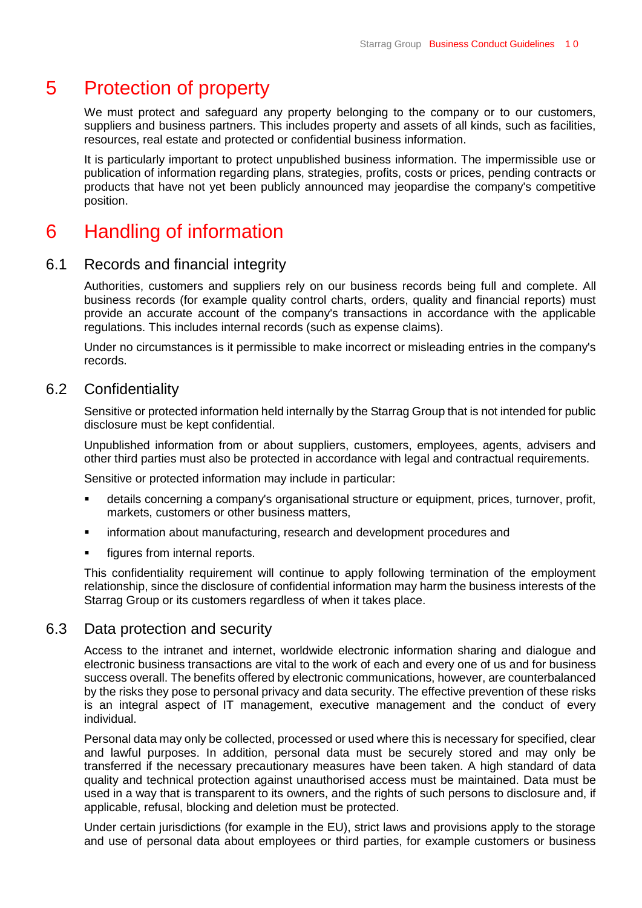# 5 Protection of property

We must protect and safeguard any property belonging to the company or to our customers, suppliers and business partners. This includes property and assets of all kinds, such as facilities, resources, real estate and protected or confidential business information.

It is particularly important to protect unpublished business information. The impermissible use or publication of information regarding plans, strategies, profits, costs or prices, pending contracts or products that have not yet been publicly announced may jeopardise the company's competitive position.

# 6 Handling of information

## 6.1 Records and financial integrity

Authorities, customers and suppliers rely on our business records being full and complete. All business records (for example quality control charts, orders, quality and financial reports) must provide an accurate account of the company's transactions in accordance with the applicable regulations. This includes internal records (such as expense claims).

Under no circumstances is it permissible to make incorrect or misleading entries in the company's records.

## 6.2 Confidentiality

Sensitive or protected information held internally by the Starrag Group that is not intended for public disclosure must be kept confidential.

Unpublished information from or about suppliers, customers, employees, agents, advisers and other third parties must also be protected in accordance with legal and contractual requirements.

Sensitive or protected information may include in particular:

- details concerning a company's organisational structure or equipment, prices, turnover, profit, markets, customers or other business matters,
- information about manufacturing, research and development procedures and
- figures from internal reports.

This confidentiality requirement will continue to apply following termination of the employment relationship, since the disclosure of confidential information may harm the business interests of the Starrag Group or its customers regardless of when it takes place.

## 6.3 Data protection and security

Access to the intranet and internet, worldwide electronic information sharing and dialogue and electronic business transactions are vital to the work of each and every one of us and for business success overall. The benefits offered by electronic communications, however, are counterbalanced by the risks they pose to personal privacy and data security. The effective prevention of these risks is an integral aspect of IT management, executive management and the conduct of every individual.

Personal data may only be collected, processed or used where this is necessary for specified, clear and lawful purposes. In addition, personal data must be securely stored and may only be transferred if the necessary precautionary measures have been taken. A high standard of data quality and technical protection against unauthorised access must be maintained. Data must be used in a way that is transparent to its owners, and the rights of such persons to disclosure and, if applicable, refusal, blocking and deletion must be protected.

Under certain jurisdictions (for example in the EU), strict laws and provisions apply to the storage and use of personal data about employees or third parties, for example customers or business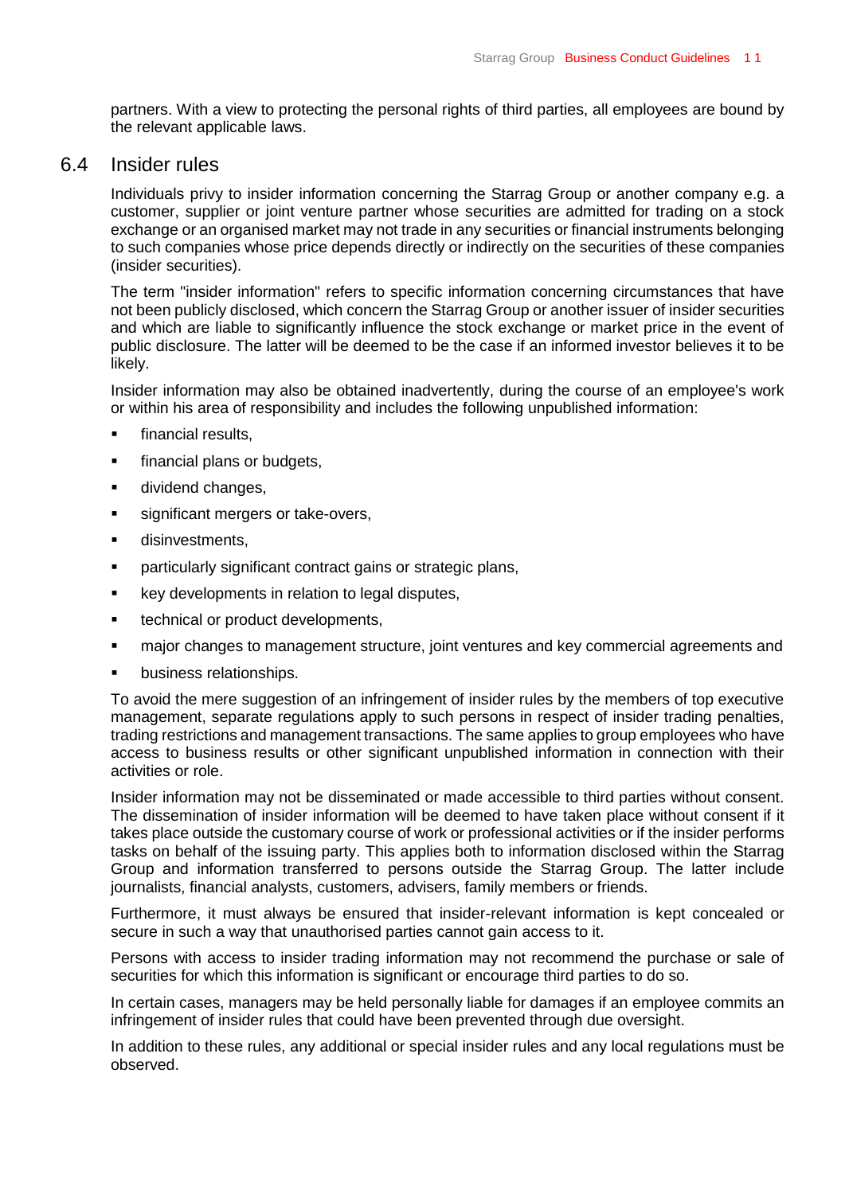partners. With a view to protecting the personal rights of third parties, all employees are bound by the relevant applicable laws.

## 6.4 Insider rules

Individuals privy to insider information concerning the Starrag Group or another company e.g. a customer, supplier or joint venture partner whose securities are admitted for trading on a stock exchange or an organised market may not trade in any securities or financial instruments belonging to such companies whose price depends directly or indirectly on the securities of these companies (insider securities).

The term "insider information" refers to specific information concerning circumstances that have not been publicly disclosed, which concern the Starrag Group or another issuer of insider securities and which are liable to significantly influence the stock exchange or market price in the event of public disclosure. The latter will be deemed to be the case if an informed investor believes it to be likely.

Insider information may also be obtained inadvertently, during the course of an employee's work or within his area of responsibility and includes the following unpublished information:

- financial results,
- financial plans or budgets,
- dividend changes,
- significant mergers or take-overs,
- disinvestments,
- particularly significant contract gains or strategic plans,
- key developments in relation to legal disputes,
- technical or product developments,
- major changes to management structure, joint ventures and key commercial agreements and
- business relationships.

To avoid the mere suggestion of an infringement of insider rules by the members of top executive management, separate regulations apply to such persons in respect of insider trading penalties, trading restrictions and management transactions. The same applies to group employees who have access to business results or other significant unpublished information in connection with their activities or role.

Insider information may not be disseminated or made accessible to third parties without consent. The dissemination of insider information will be deemed to have taken place without consent if it takes place outside the customary course of work or professional activities or if the insider performs tasks on behalf of the issuing party. This applies both to information disclosed within the Starrag Group and information transferred to persons outside the Starrag Group. The latter include journalists, financial analysts, customers, advisers, family members or friends.

Furthermore, it must always be ensured that insider-relevant information is kept concealed or secure in such a way that unauthorised parties cannot gain access to it.

Persons with access to insider trading information may not recommend the purchase or sale of securities for which this information is significant or encourage third parties to do so.

In certain cases, managers may be held personally liable for damages if an employee commits an infringement of insider rules that could have been prevented through due oversight.

In addition to these rules, any additional or special insider rules and any local regulations must be observed.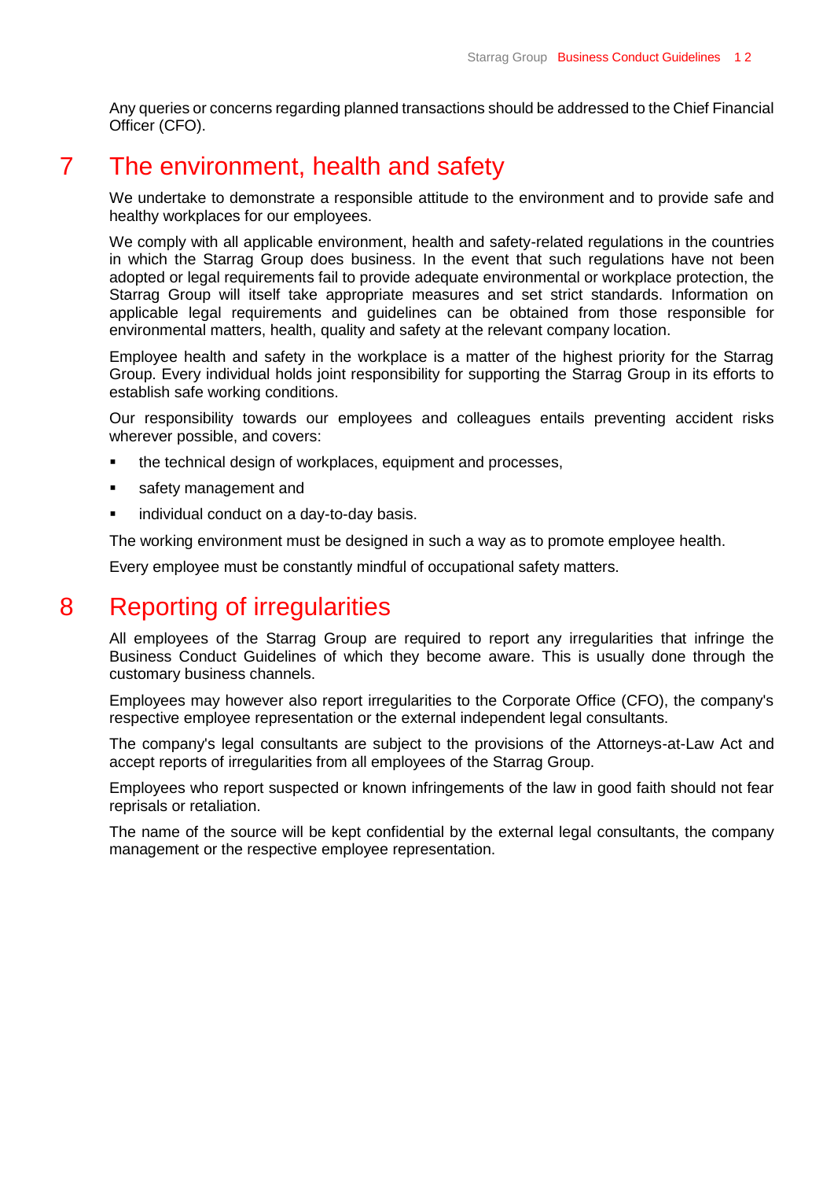Any queries or concerns regarding planned transactions should be addressed to the Chief Financial Officer (CFO).

# 7 The environment, health and safety

We undertake to demonstrate a responsible attitude to the environment and to provide safe and healthy workplaces for our employees.

We comply with all applicable environment, health and safety-related regulations in the countries in which the Starrag Group does business. In the event that such regulations have not been adopted or legal requirements fail to provide adequate environmental or workplace protection, the Starrag Group will itself take appropriate measures and set strict standards. Information on applicable legal requirements and guidelines can be obtained from those responsible for environmental matters, health, quality and safety at the relevant company location.

Employee health and safety in the workplace is a matter of the highest priority for the Starrag Group. Every individual holds joint responsibility for supporting the Starrag Group in its efforts to establish safe working conditions.

Our responsibility towards our employees and colleagues entails preventing accident risks wherever possible, and covers:

- the technical design of workplaces, equipment and processes,
- safety management and
- individual conduct on a day-to-day basis.

The working environment must be designed in such a way as to promote employee health.

Every employee must be constantly mindful of occupational safety matters.

# 8 Reporting of irregularities

All employees of the Starrag Group are required to report any irregularities that infringe the Business Conduct Guidelines of which they become aware. This is usually done through the customary business channels.

Employees may however also report irregularities to the Corporate Office (CFO), the company's respective employee representation or the external independent legal consultants.

The company's legal consultants are subject to the provisions of the Attorneys-at-Law Act and accept reports of irregularities from all employees of the Starrag Group.

Employees who report suspected or known infringements of the law in good faith should not fear reprisals or retaliation.

The name of the source will be kept confidential by the external legal consultants, the company management or the respective employee representation.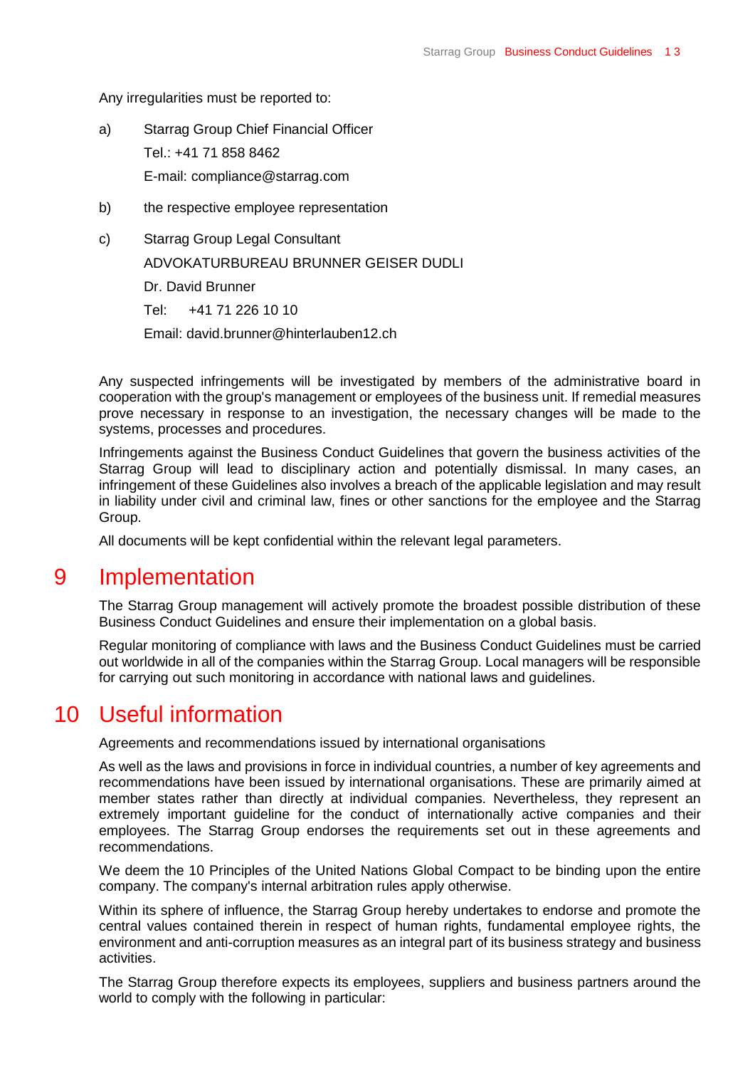Any irregularities must be reported to:

a) Starrag Group Chief Financial Officer
   Tel.: +41 71 858 8462
   E-mail: compliance@starrag.com

b) the respective employee representation

c) Starrag Group Legal Consultant
   ADVOKATURBUREAU BRUNNER GEISER DUDLI
   Dr. David Brunner
   Tel: +41 71 226 10 10
   Email: david.brunner@hinterlauben12.ch

Any suspected infringements will be investigated by members of the administrative board in cooperation with the group's management or employees of the business unit. If remedial measures prove necessary in response to an investigation, the necessary changes will be made to the systems, processes and procedures.

Infringements against the Business Conduct Guidelines that govern the business activities of the Starrag Group will lead to disciplinary action and potentially dismissal. In many cases, an infringement of these Guidelines also involves a breach of the applicable legislation and may result in liability under civil and criminal law, fines or other sanctions for the employee and the Starrag Group.

All documents will be kept confidential within the relevant legal parameters.

# 9 Implementation

The Starrag Group management will actively promote the broadest possible distribution of these Business Conduct Guidelines and ensure their implementation on a global basis.

Regular monitoring of compliance with laws and the Business Conduct Guidelines must be carried out worldwide in all of the companies within the Starrag Group. Local managers will be responsible for carrying out such monitoring in accordance with national laws and guidelines.

# 10 Useful information

Agreements and recommendations issued by international organisations

As well as the laws and provisions in force in individual countries, a number of key agreements and recommendations have been issued by international organisations. These are primarily aimed at member states rather than directly at individual companies. Nevertheless, they represent an extremely important guideline for the conduct of internationally active companies and their employees. The Starrag Group endorses the requirements set out in these agreements and recommendations.

We deem the 10 Principles of the United Nations Global Compact to be binding upon the entire company. The company's internal arbitration rules apply otherwise.

Within its sphere of influence, the Starrag Group hereby undertakes to endorse and promote the central values contained therein in respect of human rights, fundamental employee rights, the environment and anti-corruption measures as an integral part of its business strategy and business activities.

The Starrag Group therefore expects its employees, suppliers and business partners around the world to comply with the following in particular: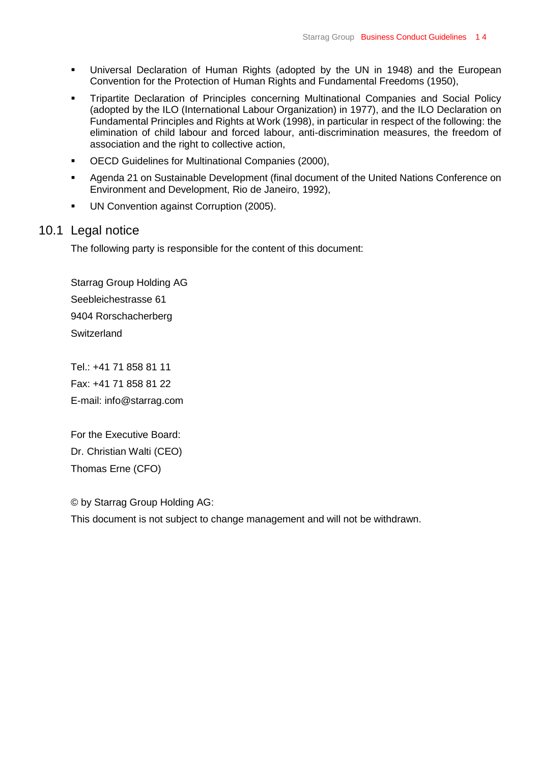- Universal Declaration of Human Rights (adopted by the UN in 1948) and the European Convention for the Protection of Human Rights and Fundamental Freedoms (1950),
- Tripartite Declaration of Principles concerning Multinational Companies and Social Policy (adopted by the ILO (International Labour Organization) in 1977), and the ILO Declaration on Fundamental Principles and Rights at Work (1998), in particular in respect of the following: the elimination of child labour and forced labour, anti-discrimination measures, the freedom of association and the right to collective action,
- OECD Guidelines for Multinational Companies (2000),
- Agenda 21 on Sustainable Development (final document of the United Nations Conference on Environment and Development, Rio de Janeiro, 1992),
- UN Convention against Corruption (2005).

## 10.1 Legal notice

The following party is responsible for the content of this document:

Starrag Group Holding AG
Seebleichestrasse 61
9404 Rorschacherberg
Switzerland

Tel.: +41 71 858 81 11
Fax: +41 71 858 81 22
E-mail: info@starrag.com

For the Executive Board:
Dr. Christian Walti (CEO)
Thomas Erne (CFO)

© by Starrag Group Holding AG:
This document is not subject to change management and will not be withdrawn.